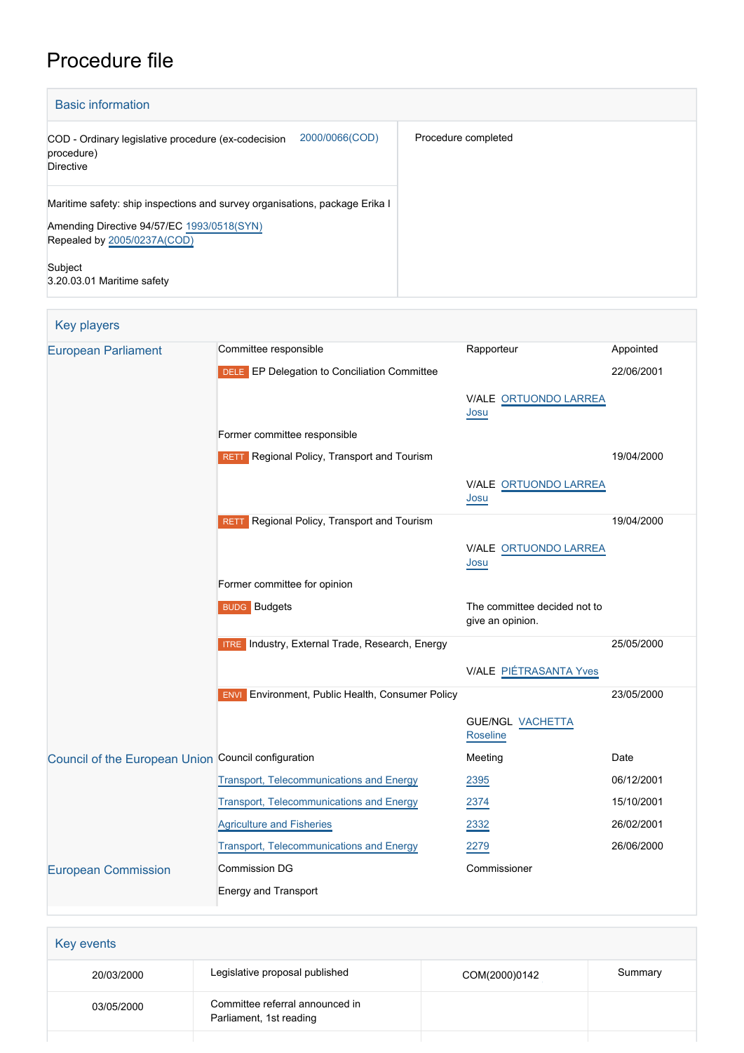# Procedure file

## Basic information

| | | |
|---|---|---|
| COD - Ordinary legislative procedure (ex-codecision procedure)<br>Directive | 2000/0066(COD) | Procedure completed |
| Maritime safety: ship inspections and survey organisations, package Erika I<br><br>Amending Directive 94/57/EC 1993/0518(SYN)<br>Repealed by 2005/0237A(COD)<br><br>Subject<br>3.20.03.01 Maritime safety | | |

## Key players

| | | | |
|---|---|---|---|
| European Parliament | Committee responsible | Rapporteur | Appointed |
| | DELE EP Delegation to Conciliation Committee | | 22/06/2001 |
| | | V/ALE ORTUONDO LARREA Josu | |
| | Former committee responsible | | |
| | RETT Regional Policy, Transport and Tourism | | 19/04/2000 |
| | | V/ALE ORTUONDO LARREA Josu | |
| | RETT Regional Policy, Transport and Tourism | | 19/04/2000 |
| | | V/ALE ORTUONDO LARREA Josu | |
| | Former committee for opinion | | |
| | BUDG Budgets | The committee decided not to give an opinion. | |
| | ITRE Industry, External Trade, Research, Energy | | 25/05/2000 |
| | | V/ALE PIÉTRASANTA Yves | |
| | ENVI Environment, Public Health, Consumer Policy | | 23/05/2000 |
| | | GUE/NGL VACHETTA Roseline | |
| Council of the European Union | Council configuration | Meeting | Date |
| | Transport, Telecommunications and Energy | 2395 | 06/12/2001 |
| | Transport, Telecommunications and Energy | 2374 | 15/10/2001 |
| | Agriculture and Fisheries | 2332 | 26/02/2001 |
| | Transport, Telecommunications and Energy | 2279 | 26/06/2000 |
| European Commission | Commission DG | Commissioner | |
| | Energy and Transport | | |

## Key events

| | | | |
|---|---|---|---|
| 20/03/2000 | Legislative proposal published | COM(2000)0142 | Summary |
| 03/05/2000 | Committee referral announced in Parliament, 1st reading | | |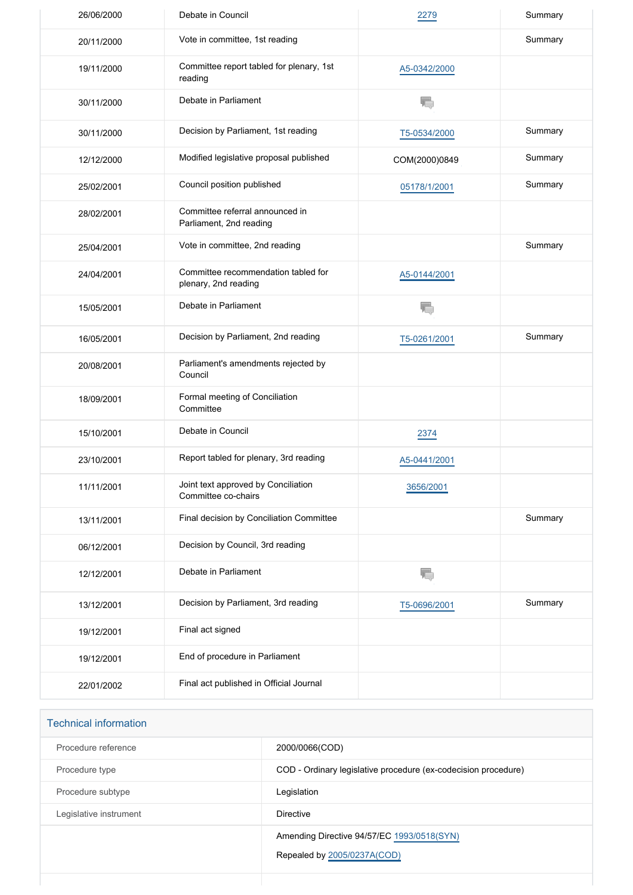| | | | |
|---|---|---|---|
| 26/06/2000 | Debate in Council | 2279 | Summary |
| 20/11/2000 | Vote in committee, 1st reading | | Summary |
| 19/11/2000 | Committee report tabled for plenary, 1st reading | A5-0342/2000 | |
| 30/11/2000 | Debate in Parliament | | |
| 30/11/2000 | Decision by Parliament, 1st reading | T5-0534/2000 | Summary |
| 12/12/2000 | Modified legislative proposal published | COM(2000)0849 | Summary |
| 25/02/2001 | Council position published | 05178/1/2001 | Summary |
| 28/02/2001 | Committee referral announced in Parliament, 2nd reading | | |
| 25/04/2001 | Vote in committee, 2nd reading | | Summary |
| 24/04/2001 | Committee recommendation tabled for plenary, 2nd reading | A5-0144/2001 | |
| 15/05/2001 | Debate in Parliament | | |
| 16/05/2001 | Decision by Parliament, 2nd reading | T5-0261/2001 | Summary |
| 20/08/2001 | Parliament's amendments rejected by Council | | |
| 18/09/2001 | Formal meeting of Conciliation Committee | | |
| 15/10/2001 | Debate in Council | 2374 | |
| 23/10/2001 | Report tabled for plenary, 3rd reading | A5-0441/2001 | |
| 11/11/2001 | Joint text approved by Conciliation Committee co-chairs | 3656/2001 | |
| 13/11/2001 | Final decision by Conciliation Committee | | Summary |
| 06/12/2001 | Decision by Council, 3rd reading | | |
| 12/12/2001 | Debate in Parliament | | |
| 13/12/2001 | Decision by Parliament, 3rd reading | T5-0696/2001 | Summary |
| 19/12/2001 | Final act signed | | |
| 19/12/2001 | End of procedure in Parliament | | |
| 22/01/2002 | Final act published in Official Journal | | |

## Technical information

| | |
|---|---|
| Procedure reference | 2000/0066(COD) |
| Procedure type | COD - Ordinary legislative procedure (ex-codecision procedure) |
| Procedure subtype | Legislation |
| Legislative instrument | Directive |
| | Amending Directive 94/57/EC 1993/0518(SYN)<br>Repealed by 2005/0237A(COD) |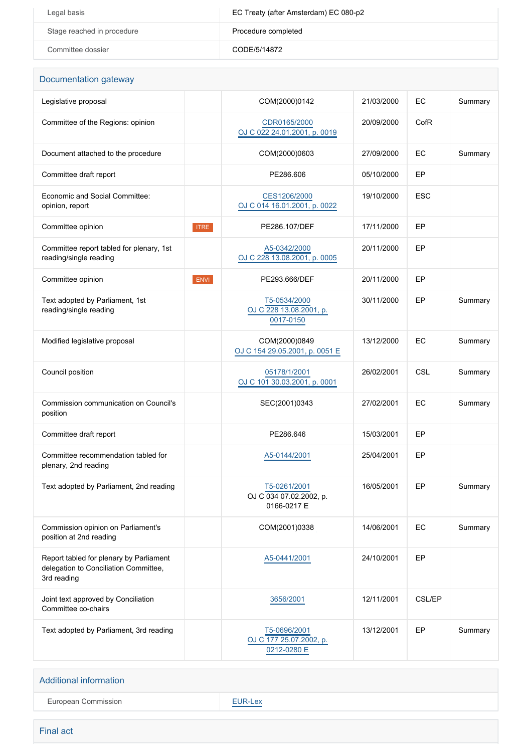| | |
|---|---|
| Legal basis | EC Treaty (after Amsterdam) EC 080-p2 |
| Stage reached in procedure | Procedure completed |
| Committee dossier | CODE/5/14872 |

## Documentation gateway

| | | | | | |
|---|---|---|---|---|---|
| Legislative proposal | | COM(2000)0142 | 21/03/2000 | EC | Summary |
| Committee of the Regions: opinion | | CDR0165/2000 OJ C 022 24.01.2001, p. 0019 | 20/09/2000 | CofR | |
| Document attached to the procedure | | COM(2000)0603 | 27/09/2000 | EC | Summary |
| Committee draft report | | PE286.606 | 05/10/2000 | EP | |
| Economic and Social Committee: opinion, report | | CES1206/2000 OJ C 014 16.01.2001, p. 0022 | 19/10/2000 | ESC | |
| Committee opinion | ITRE | PE286.107/DEF | 17/11/2000 | EP | |
| Committee report tabled for plenary, 1st reading/single reading | | A5-0342/2000 OJ C 228 13.08.2001, p. 0005 | 20/11/2000 | EP | |
| Committee opinion | ENVI | PE293.666/DEF | 20/11/2000 | EP | |
| Text adopted by Parliament, 1st reading/single reading | | T5-0534/2000 OJ C 228 13.08.2001, p. 0017-0150 | 30/11/2000 | EP | Summary |
| Modified legislative proposal | | COM(2000)0849 OJ C 154 29.05.2001, p. 0051 E | 13/12/2000 | EC | Summary |
| Council position | | 05178/1/2001 OJ C 101 30.03.2001, p. 0001 | 26/02/2001 | CSL | Summary |
| Commission communication on Council's position | | SEC(2001)0343 | 27/02/2001 | EC | Summary |
| Committee draft report | | PE286.646 | 15/03/2001 | EP | |
| Committee recommendation tabled for plenary, 2nd reading | | A5-0144/2001 | 25/04/2001 | EP | |
| Text adopted by Parliament, 2nd reading | | T5-0261/2001 OJ C 034 07.02.2002, p. 0166-0217 E | 16/05/2001 | EP | Summary |
| Commission opinion on Parliament's position at 2nd reading | | COM(2001)0338 | 14/06/2001 | EC | Summary |
| Report tabled for plenary by Parliament delegation to Conciliation Committee, 3rd reading | | A5-0441/2001 | 24/10/2001 | EP | |
| Joint text approved by Conciliation Committee co-chairs | | 3656/2001 | 12/11/2001 | CSL/EP | |
| Text adopted by Parliament, 3rd reading | | T5-0696/2001 OJ C 177 25.07.2002, p. 0212-0280 E | 13/12/2001 | EP | Summary |

## Additional information

| | |
|---|---|
| European Commission | EUR-Lex |

## Final act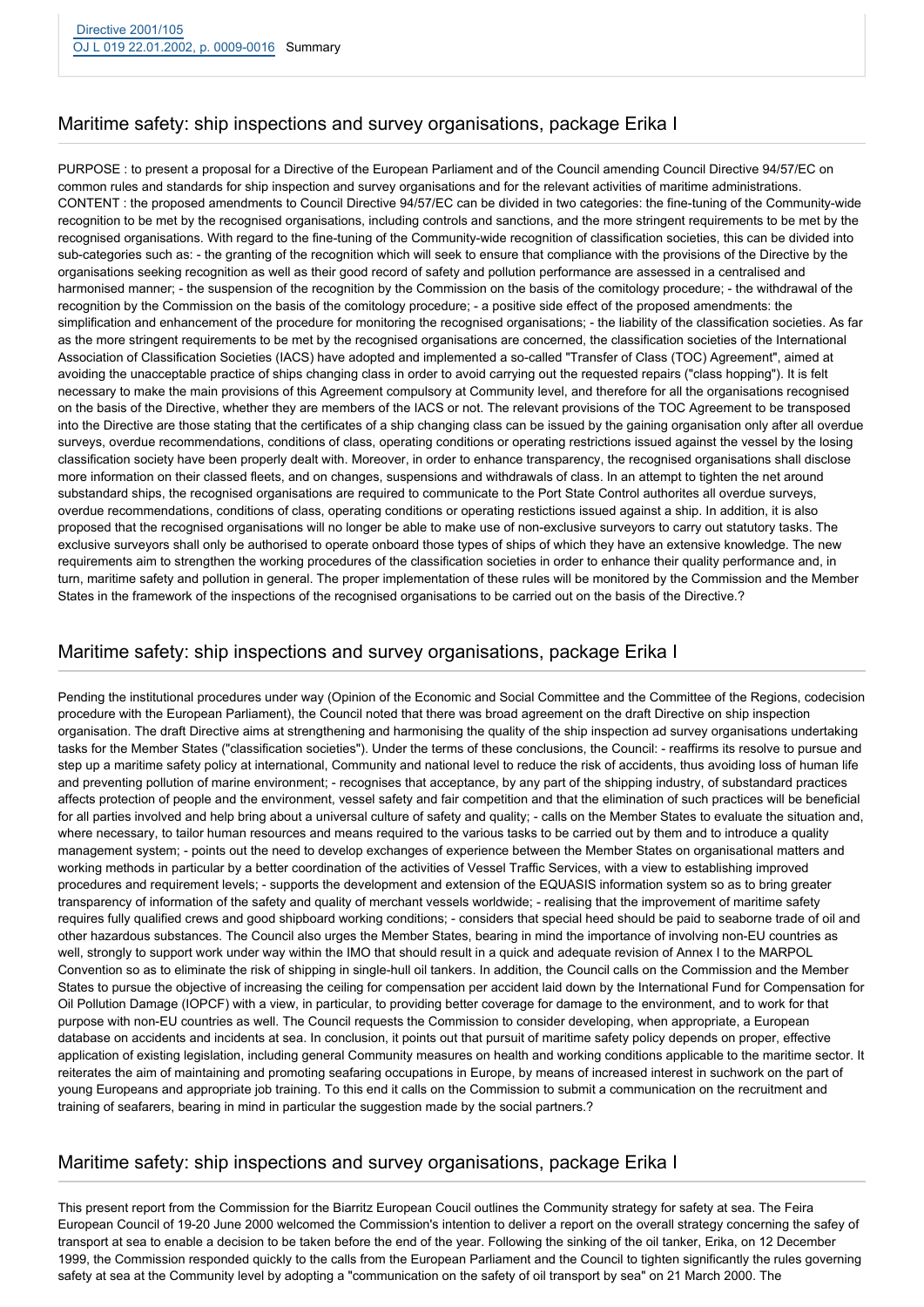Directive 2001/105
OJ L 019 22.01.2002, p. 0009-0016 Summary

## Maritime safety: ship inspections and survey organisations, package Erika I

PURPOSE : to present a proposal for a Directive of the European Parliament and of the Council amending Council Directive 94/57/EC on common rules and standards for ship inspection and survey organisations and for the relevant activities of maritime administrations. CONTENT : the proposed amendments to Council Directive 94/57/EC can be divided in two categories: the fine-tuning of the Community-wide recognition to be met by the recognised organisations, including controls and sanctions, and the more stringent requirements to be met by the recognised organisations. With regard to the fine-tuning of the Community-wide recognition of classification societies, this can be divided into sub-categories such as: - the granting of the recognition which will seek to ensure that compliance with the provisions of the Directive by the organisations seeking recognition as well as their good record of safety and pollution performance are assessed in a centralised and harmonised manner; - the suspension of the recognition by the Commission on the basis of the comitology procedure; - the withdrawal of the recognition by the Commission on the basis of the comitology procedure; - a positive side effect of the proposed amendments: the simplification and enhancement of the procedure for monitoring the recognised organisations; - the liability of the classification societies. As far as the more stringent requirements to be met by the recognised organisations are concerned, the classification societies of the International Association of Classification Societies (IACS) have adopted and implemented a so-called "Transfer of Class (TOC) Agreement", aimed at avoiding the unacceptable practice of ships changing class in order to avoid carrying out the requested repairs ("class hopping"). It is felt necessary to make the main provisions of this Agreement compulsory at Community level, and therefore for all the organisations recognised on the basis of the Directive, whether they are members of the IACS or not. The relevant provisions of the TOC Agreement to be transposed into the Directive are those stating that the certificates of a ship changing class can be issued by the gaining organisation only after all overdue surveys, overdue recommendations, conditions of class, operating conditions or operating restrictions issued against the vessel by the losing classification society have been properly dealt with. Moreover, in order to enhance transparency, the recognised organisations shall disclose more information on their classed fleets, and on changes, suspensions and withdrawals of class. In an attempt to tighten the net around substandard ships, the recognised organisations are required to communicate to the Port State Control authorites all overdue surveys, overdue recommendations, conditions of class, operating conditions or operating restictions issued against a ship. In addition, it is also proposed that the recognised organisations will no longer be able to make use of non-exclusive surveyors to carry out statutory tasks. The exclusive surveyors shall only be authorised to operate onboard those types of ships of which they have an extensive knowledge. The new requirements aim to strengthen the working procedures of the classification societies in order to enhance their quality performance and, in turn, maritime safety and pollution in general. The proper implementation of these rules will be monitored by the Commission and the Member States in the framework of the inspections of the recognised organisations to be carried out on the basis of the Directive.?

## Maritime safety: ship inspections and survey organisations, package Erika I

Pending the institutional procedures under way (Opinion of the Economic and Social Committee and the Committee of the Regions, codecision procedure with the European Parliament), the Council noted that there was broad agreement on the draft Directive on ship inspection organisation. The draft Directive aims at strengthening and harmonising the quality of the ship inspection ad survey organisations undertaking tasks for the Member States ("classification societies"). Under the terms of these conclusions, the Council: - reaffirms its resolve to pursue and step up a maritime safety policy at international, Community and national level to reduce the risk of accidents, thus avoiding loss of human life and preventing pollution of marine environment; - recognises that acceptance, by any part of the shipping industry, of substandard practices affects protection of people and the environment, vessel safety and fair competition and that the elimination of such practices will be beneficial for all parties involved and help bring about a universal culture of safety and quality; - calls on the Member States to evaluate the situation and, where necessary, to tailor human resources and means required to the various tasks to be carried out by them and to introduce a quality management system; - points out the need to develop exchanges of experience between the Member States on organisational matters and working methods in particular by a better coordination of the activities of Vessel Traffic Services, with a view to establishing improved procedures and requirement levels; - supports the development and extension of the EQUASIS information system so as to bring greater transparency of information of the safety and quality of merchant vessels worldwide; - realising that the improvement of maritime safety requires fully qualified crews and good shipboard working conditions; - considers that special heed should be paid to seaborne trade of oil and other hazardous substances. The Council also urges the Member States, bearing in mind the importance of involving non-EU countries as well, strongly to support work under way within the IMO that should result in a quick and adequate revision of Annex I to the MARPOL Convention so as to eliminate the risk of shipping in single-hull oil tankers. In addition, the Council calls on the Commission and the Member States to pursue the objective of increasing the ceiling for compensation per accident laid down by the International Fund for Compensation for Oil Pollution Damage (IOPCF) with a view, in particular, to providing better coverage for damage to the environment, and to work for that purpose with non-EU countries as well. The Council requests the Commission to consider developing, when appropriate, a European database on accidents and incidents at sea. In conclusion, it points out that pursuit of maritime safety policy depends on proper, effective application of existing legislation, including general Community measures on health and working conditions applicable to the maritime sector. It reiterates the aim of maintaining and promoting seafaring occupations in Europe, by means of increased interest in suchwork on the part of young Europeans and appropriate job training. To this end it calls on the Commission to submit a communication on the recruitment and training of seafarers, bearing in mind in particular the suggestion made by the social partners.?

## Maritime safety: ship inspections and survey organisations, package Erika I

This present report from the Commission for the Biarritz European Coucil outlines the Community strategy for safety at sea. The Feira European Council of 19-20 June 2000 welcomed the Commission's intention to deliver a report on the overall strategy concerning the safey of transport at sea to enable a decision to be taken before the end of the year. Following the sinking of the oil tanker, Erika, on 12 December 1999, the Commission responded quickly to the calls from the European Parliament and the Council to tighten significantly the rules governing safety at sea at the Community level by adopting a "communication on the safety of oil transport by sea" on 21 March 2000. The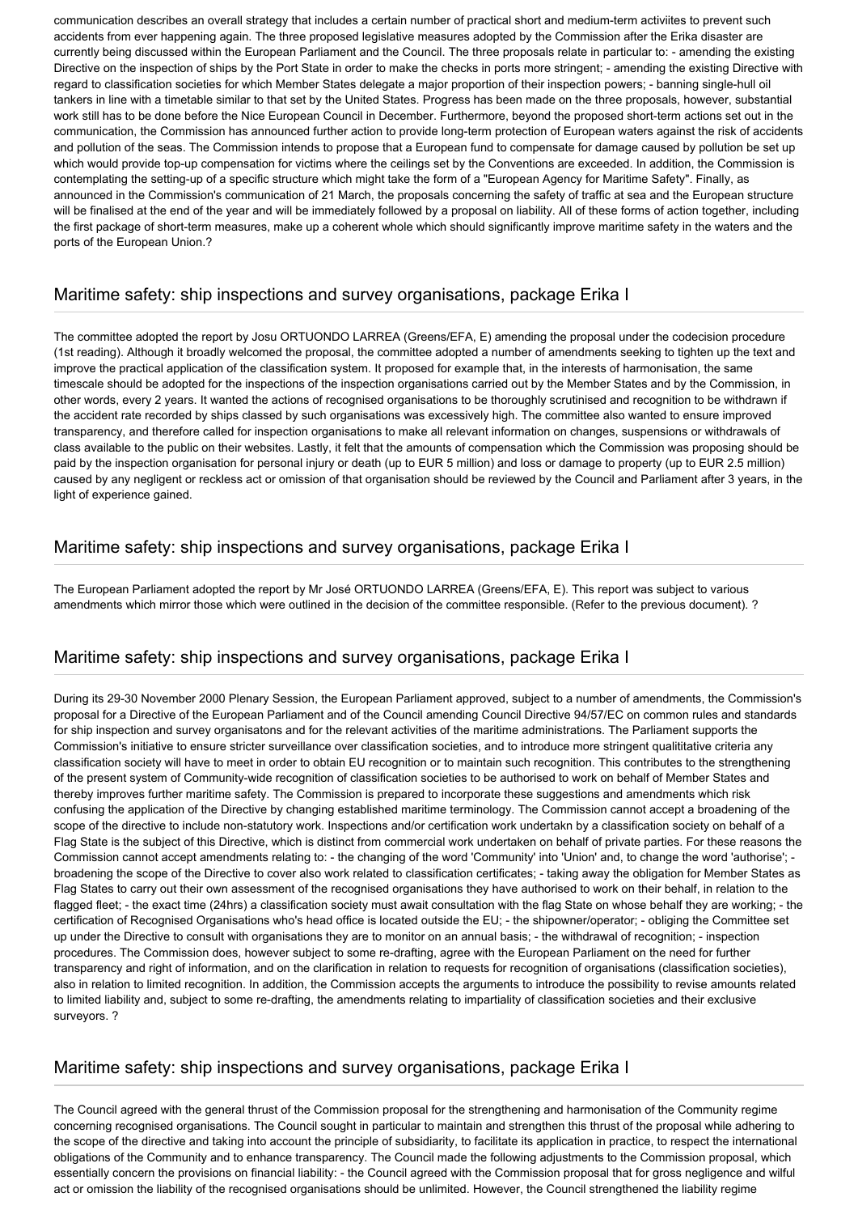communication describes an overall strategy that includes a certain number of practical short and medium-term activiites to prevent such accidents from ever happening again. The three proposed legislative measures adopted by the Commission after the Erika disaster are currently being discussed within the European Parliament and the Council. The three proposals relate in particular to: - amending the existing Directive on the inspection of ships by the Port State in order to make the checks in ports more stringent; - amending the existing Directive with regard to classification societies for which Member States delegate a major proportion of their inspection powers; - banning single-hull oil tankers in line with a timetable similar to that set by the United States. Progress has been made on the three proposals, however, substantial work still has to be done before the Nice European Council in December. Furthermore, beyond the proposed short-term actions set out in the communication, the Commission has announced further action to provide long-term protection of European waters against the risk of accidents and pollution of the seas. The Commission intends to propose that a European fund to compensate for damage caused by pollution be set up which would provide top-up compensation for victims where the ceilings set by the Conventions are exceeded. In addition, the Commission is contemplating the setting-up of a specific structure which might take the form of a "European Agency for Maritime Safety". Finally, as announced in the Commission's communication of 21 March, the proposals concerning the safety of traffic at sea and the European structure will be finalised at the end of the year and will be immediately followed by a proposal on liability. All of these forms of action together, including the first package of short-term measures, make up a coherent whole which should significantly improve maritime safety in the waters and the ports of the European Union.?

## Maritime safety: ship inspections and survey organisations, package Erika I

The committee adopted the report by Josu ORTUONDO LARREA (Greens/EFA, E) amending the proposal under the codecision procedure (1st reading). Although it broadly welcomed the proposal, the committee adopted a number of amendments seeking to tighten up the text and improve the practical application of the classification system. It proposed for example that, in the interests of harmonisation, the same timescale should be adopted for the inspections of the inspection organisations carried out by the Member States and by the Commission, in other words, every 2 years. It wanted the actions of recognised organisations to be thoroughly scrutinised and recognition to be withdrawn if the accident rate recorded by ships classed by such organisations was excessively high. The committee also wanted to ensure improved transparency, and therefore called for inspection organisations to make all relevant information on changes, suspensions or withdrawals of class available to the public on their websites. Lastly, it felt that the amounts of compensation which the Commission was proposing should be paid by the inspection organisation for personal injury or death (up to EUR 5 million) and loss or damage to property (up to EUR 2.5 million) caused by any negligent or reckless act or omission of that organisation should be reviewed by the Council and Parliament after 3 years, in the light of experience gained.

## Maritime safety: ship inspections and survey organisations, package Erika I

The European Parliament adopted the report by Mr José ORTUONDO LARREA (Greens/EFA, E). This report was subject to various amendments which mirror those which were outlined in the decision of the committee responsible. (Refer to the previous document). ?

## Maritime safety: ship inspections and survey organisations, package Erika I

During its 29-30 November 2000 Plenary Session, the European Parliament approved, subject to a number of amendments, the Commission's proposal for a Directive of the European Parliament and of the Council amending Council Directive 94/57/EC on common rules and standards for ship inspection and survey organisatons and for the relevant activities of the maritime administrations. The Parliament supports the Commission's initiative to ensure stricter surveillance over classification societies, and to introduce more stringent qualititative criteria any classification society will have to meet in order to obtain EU recognition or to maintain such recognition. This contributes to the strengthening of the present system of Community-wide recognition of classification societies to be authorised to work on behalf of Member States and thereby improves further maritime safety. The Commission is prepared to incorporate these suggestions and amendments which risk confusing the application of the Directive by changing established maritime terminology. The Commission cannot accept a broadening of the scope of the directive to include non-statutory work. Inspections and/or certification work undertakn by a classification society on behalf of a Flag State is the subject of this Directive, which is distinct from commercial work undertaken on behalf of private parties. For these reasons the Commission cannot accept amendments relating to: - the changing of the word 'Community' into 'Union' and, to change the word 'authorise'; - broadening the scope of the Directive to cover also work related to classification certificates; - taking away the obligation for Member States as Flag States to carry out their own assessment of the recognised organisations they have authorised to work on their behalf, in relation to the flagged fleet; - the exact time (24hrs) a classification society must await consultation with the flag State on whose behalf they are working; - the certification of Recognised Organisations who's head office is located outside the EU; - the shipowner/operator; - obliging the Committee set up under the Directive to consult with organisations they are to monitor on an annual basis; - the withdrawal of recognition; - inspection procedures. The Commission does, however subject to some re-drafting, agree with the European Parliament on the need for further transparency and right of information, and on the clarification in relation to requests for recognition of organisations (classification societies), also in relation to limited recognition. In addition, the Commission accepts the arguments to introduce the possibility to revise amounts related to limited liability and, subject to some re-drafting, the amendments relating to impartiality of classification societies and their exclusive surveyors. ?

## Maritime safety: ship inspections and survey organisations, package Erika I

The Council agreed with the general thrust of the Commission proposal for the strengthening and harmonisation of the Community regime concerning recognised organisations. The Council sought in particular to maintain and strengthen this thrust of the proposal while adhering to the scope of the directive and taking into account the principle of subsidiarity, to facilitate its application in practice, to respect the international obligations of the Community and to enhance transparency. The Council made the following adjustments to the Commission proposal, which essentially concern the provisions on financial liability: - the Council agreed with the Commission proposal that for gross negligence and wilful act or omission the liability of the recognised organisations should be unlimited. However, the Council strengthened the liability regime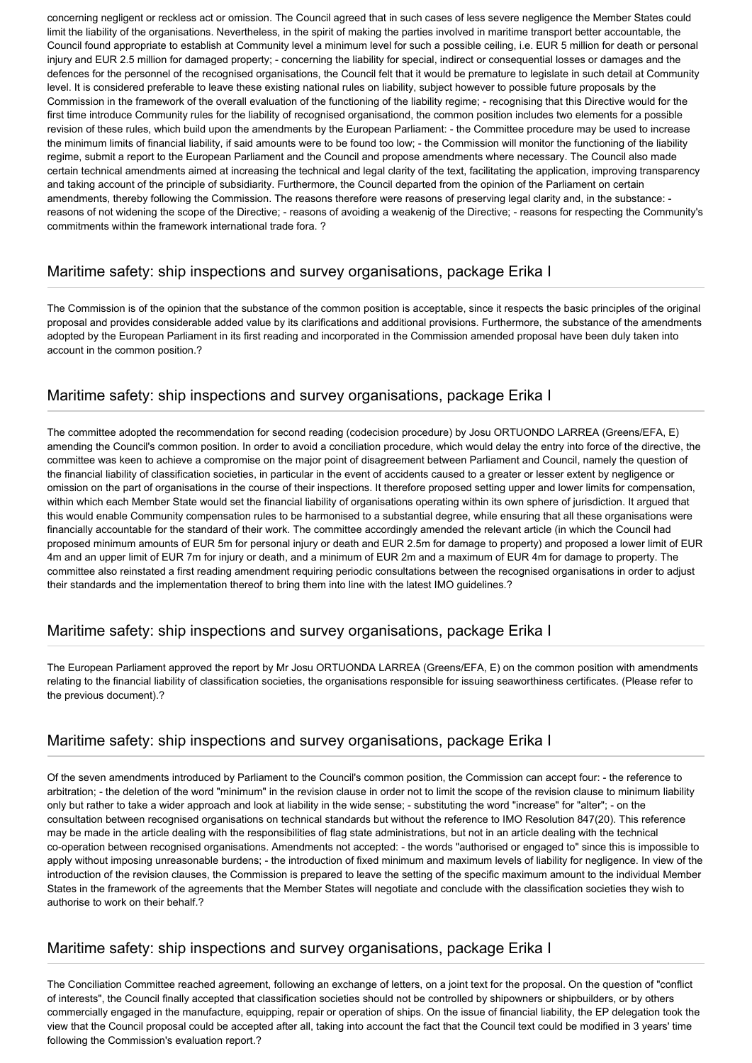concerning negligent or reckless act or omission. The Council agreed that in such cases of less severe negligence the Member States could limit the liability of the organisations. Nevertheless, in the spirit of making the parties involved in maritime transport better accountable, the Council found appropriate to establish at Community level a minimum level for such a possible ceiling, i.e. EUR 5 million for death or personal injury and EUR 2.5 million for damaged property; - concerning the liability for special, indirect or consequential losses or damages and the defences for the personnel of the recognised organisations, the Council felt that it would be premature to legislate in such detail at Community level. It is considered preferable to leave these existing national rules on liability, subject however to possible future proposals by the Commission in the framework of the overall evaluation of the functioning of the liability regime; - recognising that this Directive would for the first time introduce Community rules for the liability of recognised organisationd, the common position includes two elements for a possible revision of these rules, which build upon the amendments by the European Parliament: - the Committee procedure may be used to increase the minimum limits of financial liability, if said amounts were to be found too low; - the Commission will monitor the functioning of the liability regime, submit a report to the European Parliament and the Council and propose amendments where necessary. The Council also made certain technical amendments aimed at increasing the technical and legal clarity of the text, facilitating the application, improving transparency and taking account of the principle of subsidiarity. Furthermore, the Council departed from the opinion of the Parliament on certain amendments, thereby following the Commission. The reasons therefore were reasons of preserving legal clarity and, in the substance: - reasons of not widening the scope of the Directive; - reasons of avoiding a weakenig of the Directive; - reasons for respecting the Community's commitments within the framework international trade fora. ?

## Maritime safety: ship inspections and survey organisations, package Erika I

The Commission is of the opinion that the substance of the common position is acceptable, since it respects the basic principles of the original proposal and provides considerable added value by its clarifications and additional provisions. Furthermore, the substance of the amendments adopted by the European Parliament in its first reading and incorporated in the Commission amended proposal have been duly taken into account in the common position.?

## Maritime safety: ship inspections and survey organisations, package Erika I

The committee adopted the recommendation for second reading (codecision procedure) by Josu ORTUONDO LARREA (Greens/EFA, E) amending the Council's common position. In order to avoid a conciliation procedure, which would delay the entry into force of the directive, the committee was keen to achieve a compromise on the major point of disagreement between Parliament and Council, namely the question of the financial liability of classification societies, in particular in the event of accidents caused to a greater or lesser extent by negligence or omission on the part of organisations in the course of their inspections. It therefore proposed setting upper and lower limits for compensation, within which each Member State would set the financial liability of organisations operating within its own sphere of jurisdiction. It argued that this would enable Community compensation rules to be harmonised to a substantial degree, while ensuring that all these organisations were financially accountable for the standard of their work. The committee accordingly amended the relevant article (in which the Council had proposed minimum amounts of EUR 5m for personal injury or death and EUR 2.5m for damage to property) and proposed a lower limit of EUR 4m and an upper limit of EUR 7m for injury or death, and a minimum of EUR 2m and a maximum of EUR 4m for damage to property. The committee also reinstated a first reading amendment requiring periodic consultations between the recognised organisations in order to adjust their standards and the implementation thereof to bring them into line with the latest IMO guidelines.?

## Maritime safety: ship inspections and survey organisations, package Erika I

The European Parliament approved the report by Mr Josu ORTUONDA LARREA (Greens/EFA, E) on the common position with amendments relating to the financial liability of classification societies, the organisations responsible for issuing seaworthiness certificates. (Please refer to the previous document).?

## Maritime safety: ship inspections and survey organisations, package Erika I

Of the seven amendments introduced by Parliament to the Council's common position, the Commission can accept four: - the reference to arbitration; - the deletion of the word "minimum" in the revision clause in order not to limit the scope of the revision clause to minimum liability only but rather to take a wider approach and look at liability in the wide sense; - substituting the word "increase" for "alter"; - on the consultation between recognised organisations on technical standards but without the reference to IMO Resolution 847(20). This reference may be made in the article dealing with the responsibilities of flag state administrations, but not in an article dealing with the technical co-operation between recognised organisations. Amendments not accepted: - the words "authorised or engaged to" since this is impossible to apply without imposing unreasonable burdens; - the introduction of fixed minimum and maximum levels of liability for negligence. In view of the introduction of the revision clauses, the Commission is prepared to leave the setting of the specific maximum amount to the individual Member States in the framework of the agreements that the Member States will negotiate and conclude with the classification societies they wish to authorise to work on their behalf.?

## Maritime safety: ship inspections and survey organisations, package Erika I

The Conciliation Committee reached agreement, following an exchange of letters, on a joint text for the proposal. On the question of "conflict of interests", the Council finally accepted that classification societies should not be controlled by shipowners or shipbuilders, or by others commercially engaged in the manufacture, equipping, repair or operation of ships. On the issue of financial liability, the EP delegation took the view that the Council proposal could be accepted after all, taking into account the fact that the Council text could be modified in 3 years' time following the Commission's evaluation report.?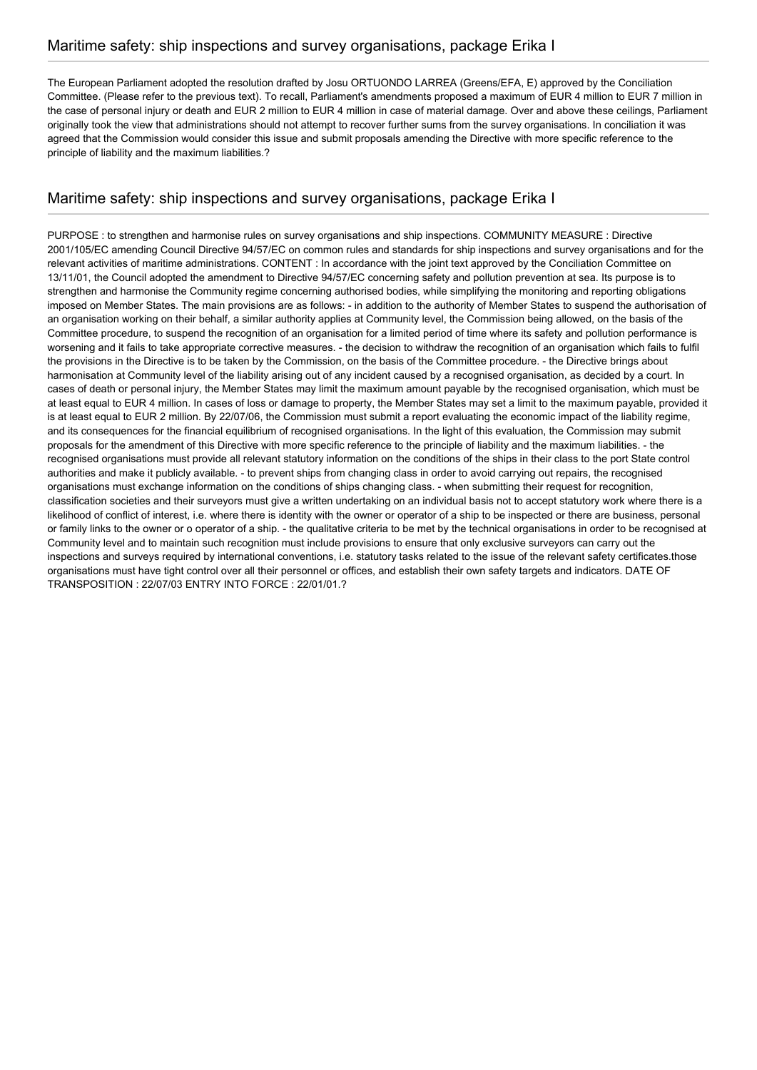## Maritime safety: ship inspections and survey organisations, package Erika I

The European Parliament adopted the resolution drafted by Josu ORTUONDO LARREA (Greens/EFA, E) approved by the Conciliation Committee. (Please refer to the previous text). To recall, Parliament's amendments proposed a maximum of EUR 4 million to EUR 7 million in the case of personal injury or death and EUR 2 million to EUR 4 million in case of material damage. Over and above these ceilings, Parliament originally took the view that administrations should not attempt to recover further sums from the survey organisations. In conciliation it was agreed that the Commission would consider this issue and submit proposals amending the Directive with more specific reference to the principle of liability and the maximum liabilities.?

## Maritime safety: ship inspections and survey organisations, package Erika I

PURPOSE : to strengthen and harmonise rules on survey organisations and ship inspections. COMMUNITY MEASURE : Directive 2001/105/EC amending Council Directive 94/57/EC on common rules and standards for ship inspections and survey organisations and for the relevant activities of maritime administrations. CONTENT : In accordance with the joint text approved by the Conciliation Committee on 13/11/01, the Council adopted the amendment to Directive 94/57/EC concerning safety and pollution prevention at sea. Its purpose is to strengthen and harmonise the Community regime concerning authorised bodies, while simplifying the monitoring and reporting obligations imposed on Member States. The main provisions are as follows: - in addition to the authority of Member States to suspend the authorisation of an organisation working on their behalf, a similar authority applies at Community level, the Commission being allowed, on the basis of the Committee procedure, to suspend the recognition of an organisation for a limited period of time where its safety and pollution performance is worsening and it fails to take appropriate corrective measures. - the decision to withdraw the recognition of an organisation which fails to fulfil the provisions in the Directive is to be taken by the Commission, on the basis of the Committee procedure. - the Directive brings about harmonisation at Community level of the liability arising out of any incident caused by a recognised organisation, as decided by a court. In cases of death or personal injury, the Member States may limit the maximum amount payable by the recognised organisation, which must be at least equal to EUR 4 million. In cases of loss or damage to property, the Member States may set a limit to the maximum payable, provided it is at least equal to EUR 2 million. By 22/07/06, the Commission must submit a report evaluating the economic impact of the liability regime, and its consequences for the financial equilibrium of recognised organisations. In the light of this evaluation, the Commission may submit proposals for the amendment of this Directive with more specific reference to the principle of liability and the maximum liabilities. - the recognised organisations must provide all relevant statutory information on the conditions of the ships in their class to the port State control authorities and make it publicly available. - to prevent ships from changing class in order to avoid carrying out repairs, the recognised organisations must exchange information on the conditions of ships changing class. - when submitting their request for recognition, classification societies and their surveyors must give a written undertaking on an individual basis not to accept statutory work where there is a likelihood of conflict of interest, i.e. where there is identity with the owner or operator of a ship to be inspected or there are business, personal or family links to the owner or o operator of a ship. - the qualitative criteria to be met by the technical organisations in order to be recognised at Community level and to maintain such recognition must include provisions to ensure that only exclusive surveyors can carry out the inspections and surveys required by international conventions, i.e. statutory tasks related to the issue of the relevant safety certificates.those organisations must have tight control over all their personnel or offices, and establish their own safety targets and indicators. DATE OF TRANSPOSITION : 22/07/03 ENTRY INTO FORCE : 22/01/01.?